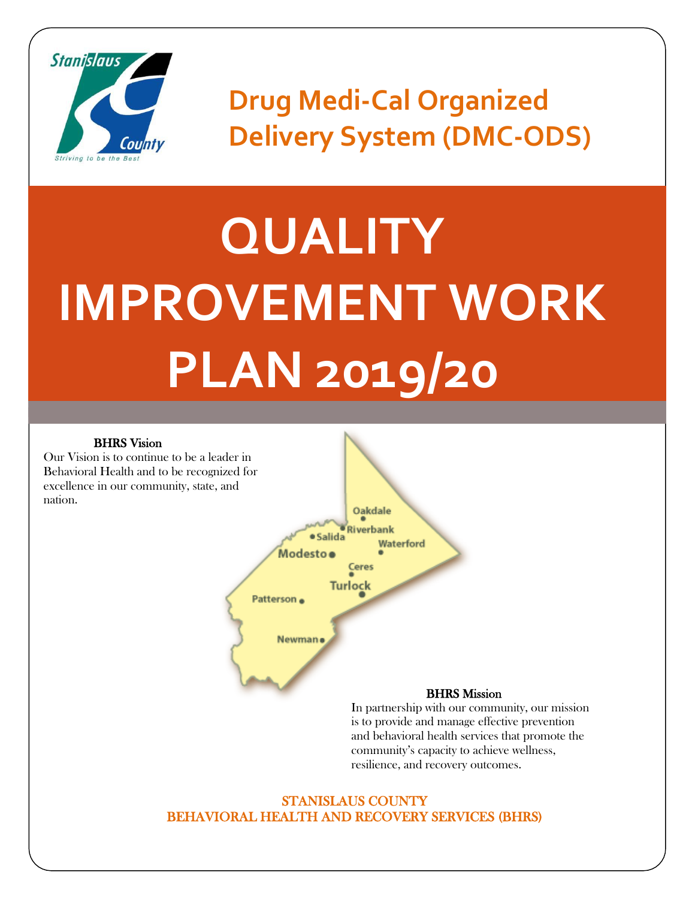# Drug Medi-Cal Organized Delivery System (DMC-ODS)

# QUALITY IMPROVEMENT WORK PLAN 2019/20

**BHRS Vision**

Our Vision is to continue to be a leader in Behavioral Health and to be recognized for excellence in our community, state, and nation.

**BHRS Mission**

In partnership with our community, our mission is to provide and manage effective prevention and behavioral health services that promote the community's capacity to achieve wellness, resilience, and recovery outcomes.

STANISLAUS COUNTY
BEHAVIORAL HEALTH AND RECOVERY SERVICES (BHRS)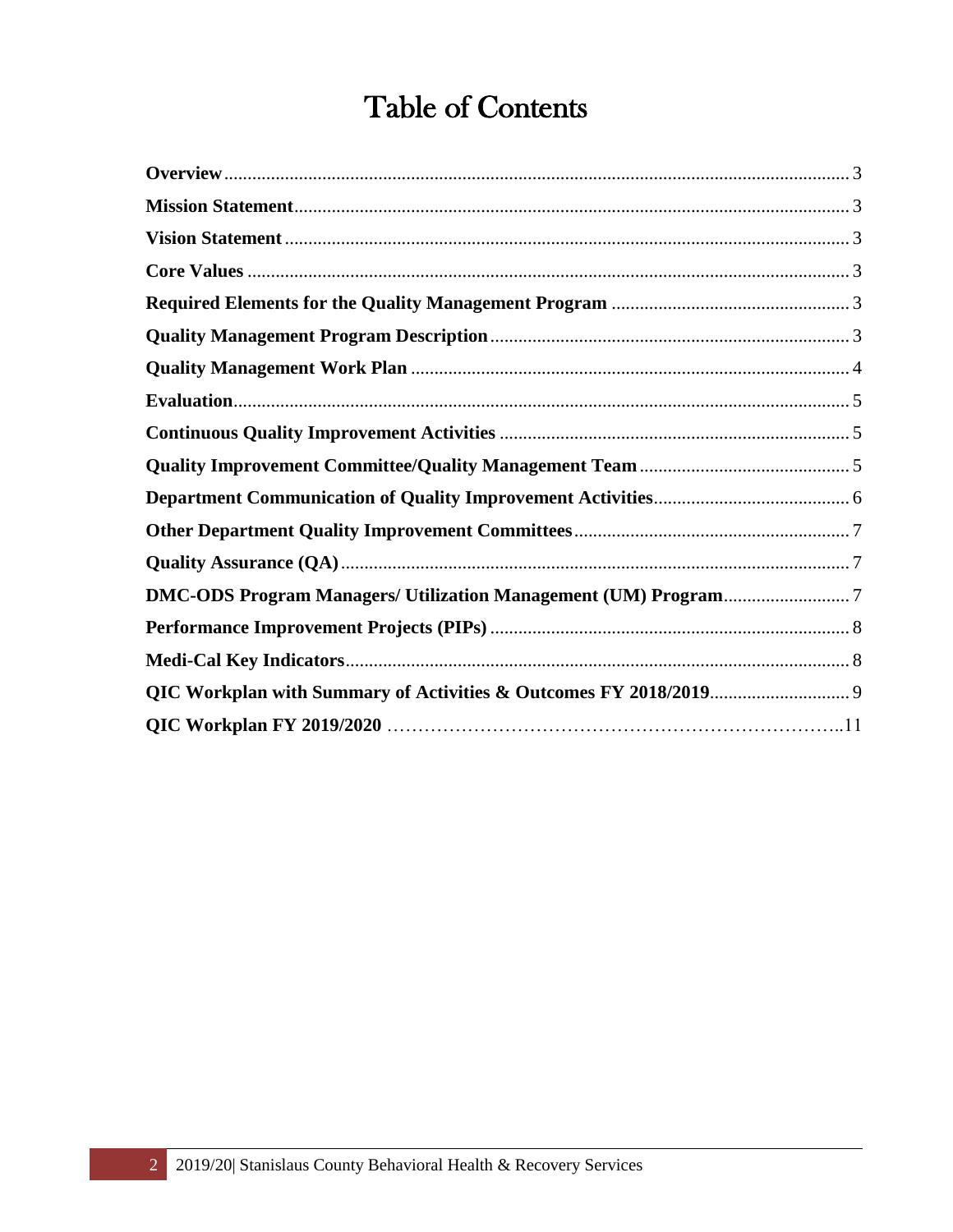# Table of Contents

| | |
|---|---|
| **Overview** | 3 |
| **Mission Statement** | 3 |
| **Vision Statement** | 3 |
| **Core Values** | 3 |
| **Required Elements for the Quality Management Program** | 3 |
| **Quality Management Program Description** | 3 |
| **Quality Management Work Plan** | 4 |
| **Evaluation** | 5 |
| **Continuous Quality Improvement Activities** | 5 |
| **Quality Improvement Committee/Quality Management Team** | 5 |
| **Department Communication of Quality Improvement Activities** | 6 |
| **Other Department Quality Improvement Committees** | 7 |
| **Quality Assurance (QA)** | 7 |
| **DMC-ODS Program Managers/ Utilization Management (UM) Program** | 7 |
| **Performance Improvement Projects (PIPs)** | 8 |
| **Medi-Cal Key Indicators** | 8 |
| **QIC Workplan with Summary of Activities & Outcomes FY 2018/2019** | 9 |
| **QIC Workplan FY 2019/2020** | 11 |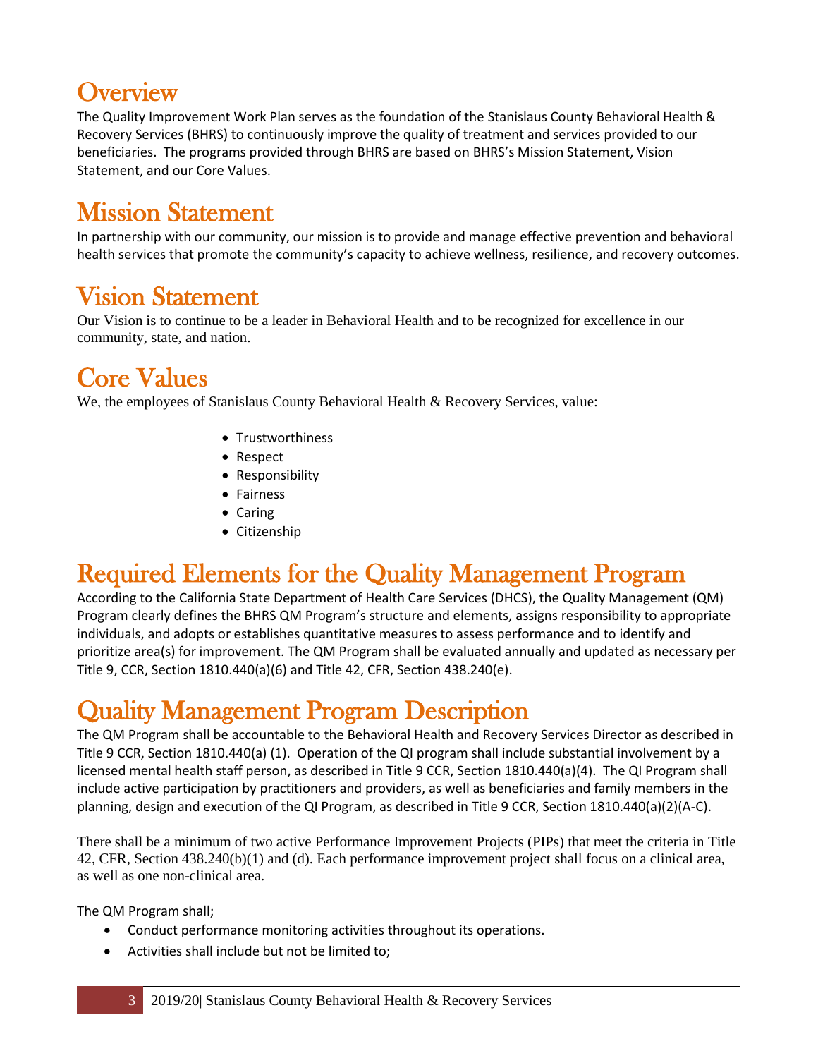# Overview

The Quality Improvement Work Plan serves as the foundation of the Stanislaus County Behavioral Health & Recovery Services (BHRS) to continuously improve the quality of treatment and services provided to our beneficiaries. The programs provided through BHRS are based on BHRS's Mission Statement, Vision Statement, and our Core Values.

# Mission Statement

In partnership with our community, our mission is to provide and manage effective prevention and behavioral health services that promote the community's capacity to achieve wellness, resilience, and recovery outcomes.

# Vision Statement

Our Vision is to continue to be a leader in Behavioral Health and to be recognized for excellence in our community, state, and nation.

# Core Values

We, the employees of Stanislaus County Behavioral Health & Recovery Services, value:

- Trustworthiness
- Respect
- Responsibility
- Fairness
- Caring
- Citizenship

# Required Elements for the Quality Management Program

According to the California State Department of Health Care Services (DHCS), the Quality Management (QM) Program clearly defines the BHRS QM Program's structure and elements, assigns responsibility to appropriate individuals, and adopts or establishes quantitative measures to assess performance and to identify and prioritize area(s) for improvement. The QM Program shall be evaluated annually and updated as necessary per Title 9, CCR, Section 1810.440(a)(6) and Title 42, CFR, Section 438.240(e).

# Quality Management Program Description

The QM Program shall be accountable to the Behavioral Health and Recovery Services Director as described in Title 9 CCR, Section 1810.440(a) (1). Operation of the QI program shall include substantial involvement by a licensed mental health staff person, as described in Title 9 CCR, Section 1810.440(a)(4). The QI Program shall include active participation by practitioners and providers, as well as beneficiaries and family members in the planning, design and execution of the QI Program, as described in Title 9 CCR, Section 1810.440(a)(2)(A-C).

There shall be a minimum of two active Performance Improvement Projects (PIPs) that meet the criteria in Title 42, CFR, Section 438.240(b)(1) and (d). Each performance improvement project shall focus on a clinical area, as well as one non-clinical area.

The QM Program shall;

- Conduct performance monitoring activities throughout its operations.
- Activities shall include but not be limited to;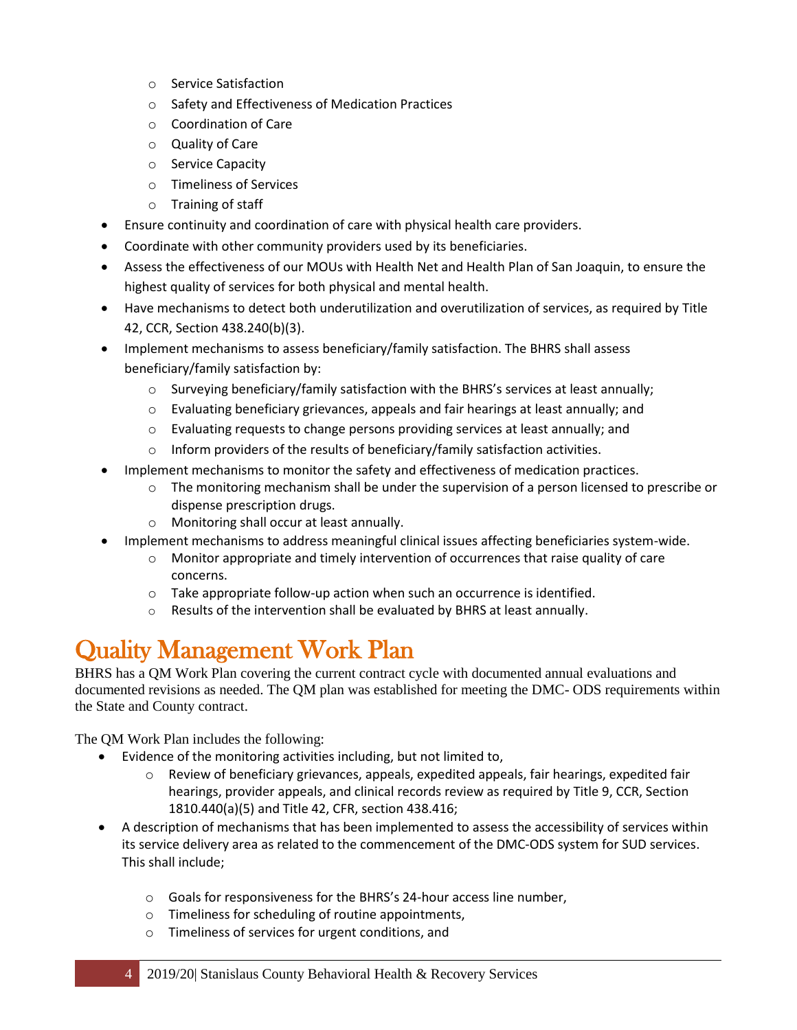- Service Satisfaction
    - Safety and Effectiveness of Medication Practices
    - Coordination of Care
    - Quality of Care
    - Service Capacity
    - Timeliness of Services
    - Training of staff
- Ensure continuity and coordination of care with physical health care providers.
- Coordinate with other community providers used by its beneficiaries.
- Assess the effectiveness of our MOUs with Health Net and Health Plan of San Joaquin, to ensure the highest quality of services for both physical and mental health.
- Have mechanisms to detect both underutilization and overutilization of services, as required by Title 42, CCR, Section 438.240(b)(3).
- Implement mechanisms to assess beneficiary/family satisfaction. The BHRS shall assess beneficiary/family satisfaction by:
    - Surveying beneficiary/family satisfaction with the BHRS's services at least annually;
    - Evaluating beneficiary grievances, appeals and fair hearings at least annually; and
    - Evaluating requests to change persons providing services at least annually; and
    - Inform providers of the results of beneficiary/family satisfaction activities.
- Implement mechanisms to monitor the safety and effectiveness of medication practices.
    - The monitoring mechanism shall be under the supervision of a person licensed to prescribe or dispense prescription drugs.
    - Monitoring shall occur at least annually.
- Implement mechanisms to address meaningful clinical issues affecting beneficiaries system-wide.
    - Monitor appropriate and timely intervention of occurrences that raise quality of care concerns.
    - Take appropriate follow-up action when such an occurrence is identified.
    - Results of the intervention shall be evaluated by BHRS at least annually.

# Quality Management Work Plan

BHRS has a QM Work Plan covering the current contract cycle with documented annual evaluations and documented revisions as needed. The QM plan was established for meeting the DMC- ODS requirements within the State and County contract.

The QM Work Plan includes the following:

- Evidence of the monitoring activities including, but not limited to,
    - Review of beneficiary grievances, appeals, expedited appeals, fair hearings, expedited fair hearings, provider appeals, and clinical records review as required by Title 9, CCR, Section 1810.440(a)(5) and Title 42, CFR, section 438.416;
- A description of mechanisms that has been implemented to assess the accessibility of services within its service delivery area as related to the commencement of the DMC-ODS system for SUD services. This shall include;
    - Goals for responsiveness for the BHRS's 24-hour access line number,
    - Timeliness for scheduling of routine appointments,
    - Timeliness of services for urgent conditions, and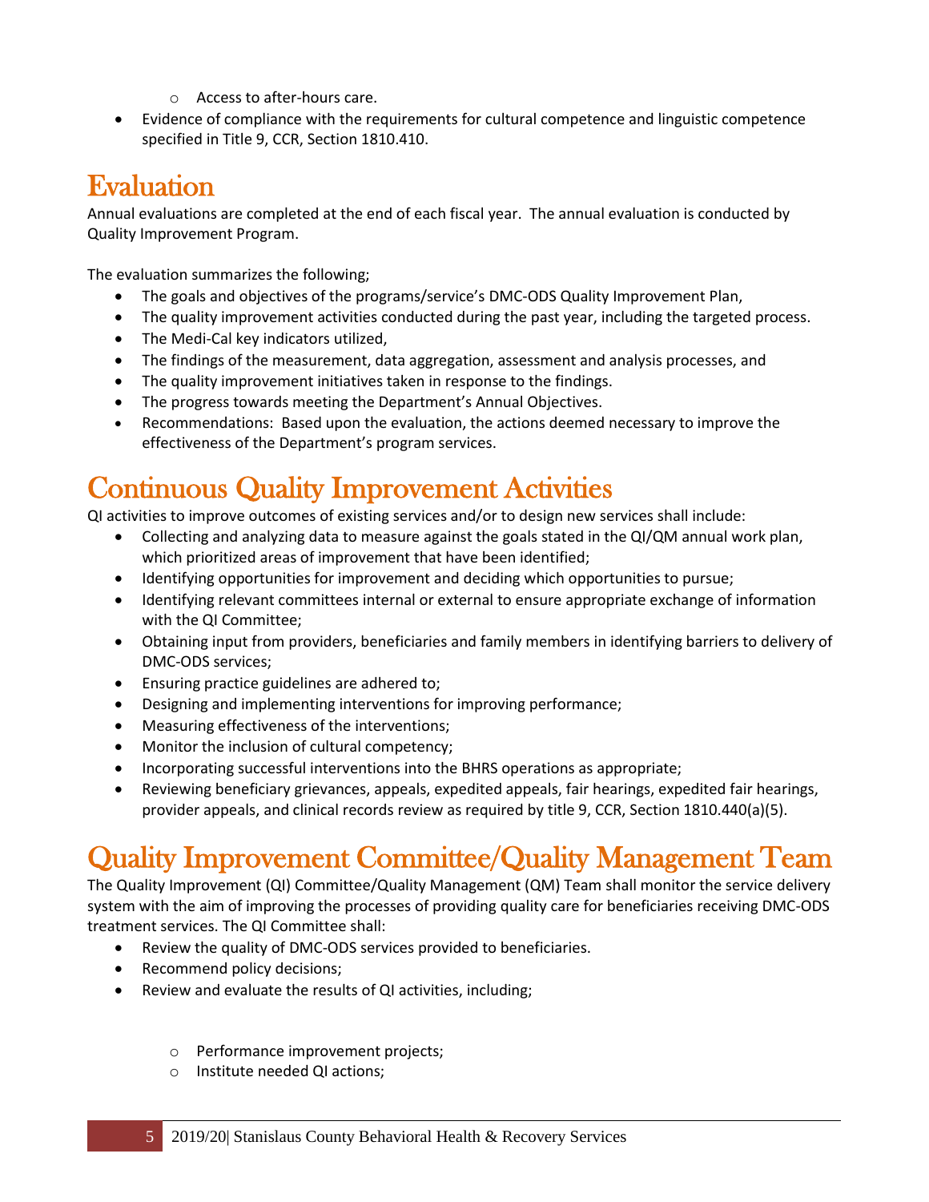- Access to after-hours care.
- Evidence of compliance with the requirements for cultural competence and linguistic competence specified in Title 9, CCR, Section 1810.410.

# Evaluation

Annual evaluations are completed at the end of each fiscal year. The annual evaluation is conducted by Quality Improvement Program.

The evaluation summarizes the following;

- The goals and objectives of the programs/service's DMC-ODS Quality Improvement Plan,
- The quality improvement activities conducted during the past year, including the targeted process.
- The Medi-Cal key indicators utilized,
- The findings of the measurement, data aggregation, assessment and analysis processes, and
- The quality improvement initiatives taken in response to the findings.
- The progress towards meeting the Department's Annual Objectives.
- Recommendations: Based upon the evaluation, the actions deemed necessary to improve the effectiveness of the Department's program services.

# Continuous Quality Improvement Activities

QI activities to improve outcomes of existing services and/or to design new services shall include:

- Collecting and analyzing data to measure against the goals stated in the QI/QM annual work plan, which prioritized areas of improvement that have been identified;
- Identifying opportunities for improvement and deciding which opportunities to pursue;
- Identifying relevant committees internal or external to ensure appropriate exchange of information with the QI Committee;
- Obtaining input from providers, beneficiaries and family members in identifying barriers to delivery of DMC-ODS services;
- Ensuring practice guidelines are adhered to;
- Designing and implementing interventions for improving performance;
- Measuring effectiveness of the interventions;
- Monitor the inclusion of cultural competency;
- Incorporating successful interventions into the BHRS operations as appropriate;
- Reviewing beneficiary grievances, appeals, expedited appeals, fair hearings, expedited fair hearings, provider appeals, and clinical records review as required by title 9, CCR, Section 1810.440(a)(5).

# Quality Improvement Committee/Quality Management Team

The Quality Improvement (QI) Committee/Quality Management (QM) Team shall monitor the service delivery system with the aim of improving the processes of providing quality care for beneficiaries receiving DMC-ODS treatment services. The QI Committee shall:

- Review the quality of DMC-ODS services provided to beneficiaries.
- Recommend policy decisions;
- Review and evaluate the results of QI activities, including;
  - Performance improvement projects;
  - Institute needed QI actions;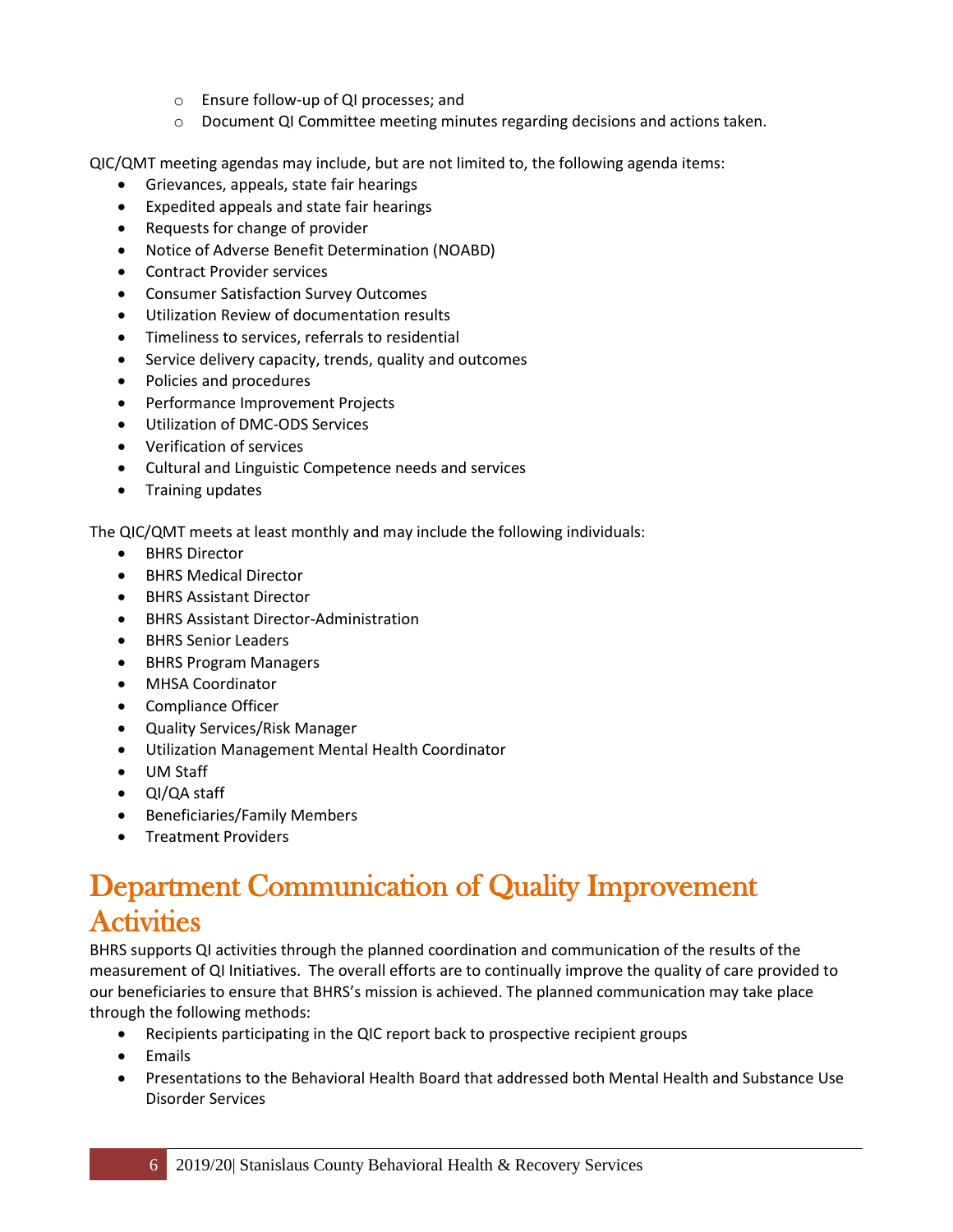- Ensure follow-up of QI processes; and
- Document QI Committee meeting minutes regarding decisions and actions taken.

QIC/QMT meeting agendas may include, but are not limited to, the following agenda items:

- Grievances, appeals, state fair hearings
- Expedited appeals and state fair hearings
- Requests for change of provider
- Notice of Adverse Benefit Determination (NOABD)
- Contract Provider services
- Consumer Satisfaction Survey Outcomes
- Utilization Review of documentation results
- Timeliness to services, referrals to residential
- Service delivery capacity, trends, quality and outcomes
- Policies and procedures
- Performance Improvement Projects
- Utilization of DMC-ODS Services
- Verification of services
- Cultural and Linguistic Competence needs and services
- Training updates

The QIC/QMT meets at least monthly and may include the following individuals:

- BHRS Director
- BHRS Medical Director
- BHRS Assistant Director
- BHRS Assistant Director-Administration
- BHRS Senior Leaders
- BHRS Program Managers
- MHSA Coordinator
- Compliance Officer
- Quality Services/Risk Manager
- Utilization Management Mental Health Coordinator
- UM Staff
- QI/QA staff
- Beneficiaries/Family Members
- Treatment Providers

# Department Communication of Quality Improvement Activities

BHRS supports QI activities through the planned coordination and communication of the results of the measurement of QI Initiatives. The overall efforts are to continually improve the quality of care provided to our beneficiaries to ensure that BHRS's mission is achieved. The planned communication may take place through the following methods:

- Recipients participating in the QIC report back to prospective recipient groups
- Emails
- Presentations to the Behavioral Health Board that addressed both Mental Health and Substance Use Disorder Services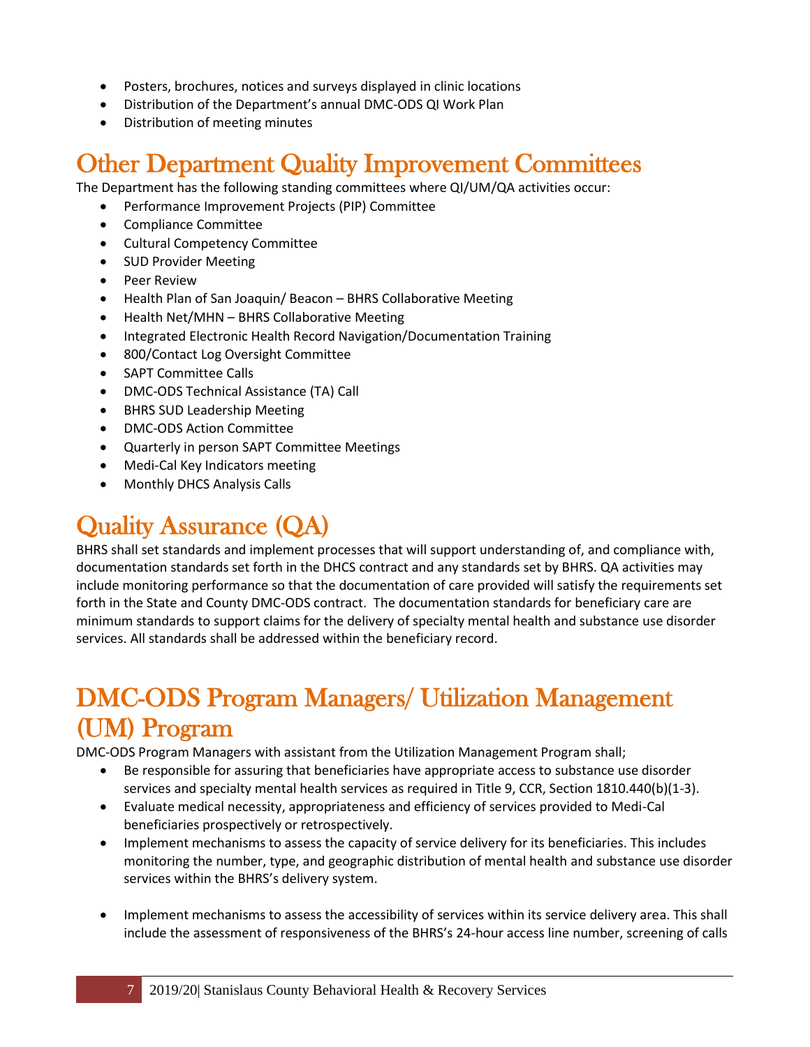- Posters, brochures, notices and surveys displayed in clinic locations
- Distribution of the Department's annual DMC-ODS QI Work Plan
- Distribution of meeting minutes

# Other Department Quality Improvement Committees

The Department has the following standing committees where QI/UM/QA activities occur:

- Performance Improvement Projects (PIP) Committee
- Compliance Committee
- Cultural Competency Committee
- SUD Provider Meeting
- Peer Review
- Health Plan of San Joaquin/ Beacon – BHRS Collaborative Meeting
- Health Net/MHN – BHRS Collaborative Meeting
- Integrated Electronic Health Record Navigation/Documentation Training
- 800/Contact Log Oversight Committee
- SAPT Committee Calls
- DMC-ODS Technical Assistance (TA) Call
- BHRS SUD Leadership Meeting
- DMC-ODS Action Committee
- Quarterly in person SAPT Committee Meetings
- Medi-Cal Key Indicators meeting
- Monthly DHCS Analysis Calls

# Quality Assurance (QA)

BHRS shall set standards and implement processes that will support understanding of, and compliance with, documentation standards set forth in the DHCS contract and any standards set by BHRS. QA activities may include monitoring performance so that the documentation of care provided will satisfy the requirements set forth in the State and County DMC-ODS contract. The documentation standards for beneficiary care are minimum standards to support claims for the delivery of specialty mental health and substance use disorder services. All standards shall be addressed within the beneficiary record.

# DMC-ODS Program Managers/ Utilization Management (UM) Program

DMC-ODS Program Managers with assistant from the Utilization Management Program shall;

- Be responsible for assuring that beneficiaries have appropriate access to substance use disorder services and specialty mental health services as required in Title 9, CCR, Section 1810.440(b)(1-3).
- Evaluate medical necessity, appropriateness and efficiency of services provided to Medi-Cal beneficiaries prospectively or retrospectively.
- Implement mechanisms to assess the capacity of service delivery for its beneficiaries. This includes monitoring the number, type, and geographic distribution of mental health and substance use disorder services within the BHRS's delivery system.
- Implement mechanisms to assess the accessibility of services within its service delivery area. This shall include the assessment of responsiveness of the BHRS's 24-hour access line number, screening of calls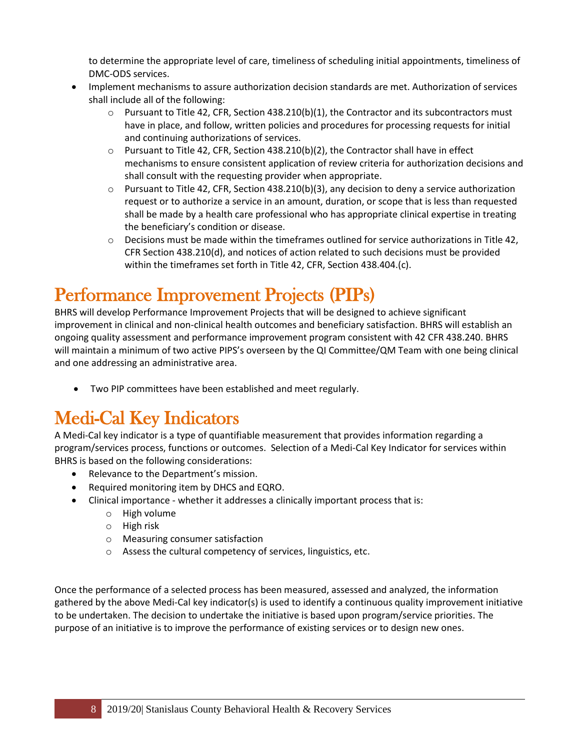to determine the appropriate level of care, timeliness of scheduling initial appointments, timeliness of DMC-ODS services.

- Implement mechanisms to assure authorization decision standards are met. Authorization of services shall include all of the following:
  - Pursuant to Title 42, CFR, Section 438.210(b)(1), the Contractor and its subcontractors must have in place, and follow, written policies and procedures for processing requests for initial and continuing authorizations of services.
  - Pursuant to Title 42, CFR, Section 438.210(b)(2), the Contractor shall have in effect mechanisms to ensure consistent application of review criteria for authorization decisions and shall consult with the requesting provider when appropriate.
  - Pursuant to Title 42, CFR, Section 438.210(b)(3), any decision to deny a service authorization request or to authorize a service in an amount, duration, or scope that is less than requested shall be made by a health care professional who has appropriate clinical expertise in treating the beneficiary's condition or disease.
  - Decisions must be made within the timeframes outlined for service authorizations in Title 42, CFR Section 438.210(d), and notices of action related to such decisions must be provided within the timeframes set forth in Title 42, CFR, Section 438.404.(c).

# Performance Improvement Projects (PIPs)

BHRS will develop Performance Improvement Projects that will be designed to achieve significant improvement in clinical and non-clinical health outcomes and beneficiary satisfaction. BHRS will establish an ongoing quality assessment and performance improvement program consistent with 42 CFR 438.240. BHRS will maintain a minimum of two active PIPS's overseen by the QI Committee/QM Team with one being clinical and one addressing an administrative area.

- Two PIP committees have been established and meet regularly.

# Medi-Cal Key Indicators

A Medi-Cal key indicator is a type of quantifiable measurement that provides information regarding a program/services process, functions or outcomes. Selection of a Medi-Cal Key Indicator for services within BHRS is based on the following considerations:

- Relevance to the Department's mission.
- Required monitoring item by DHCS and EQRO.
- Clinical importance - whether it addresses a clinically important process that is:
  - High volume
  - High risk
  - Measuring consumer satisfaction
  - Assess the cultural competency of services, linguistics, etc.

Once the performance of a selected process has been measured, assessed and analyzed, the information gathered by the above Medi-Cal key indicator(s) is used to identify a continuous quality improvement initiative to be undertaken. The decision to undertake the initiative is based upon program/service priorities. The purpose of an initiative is to improve the performance of existing services or to design new ones.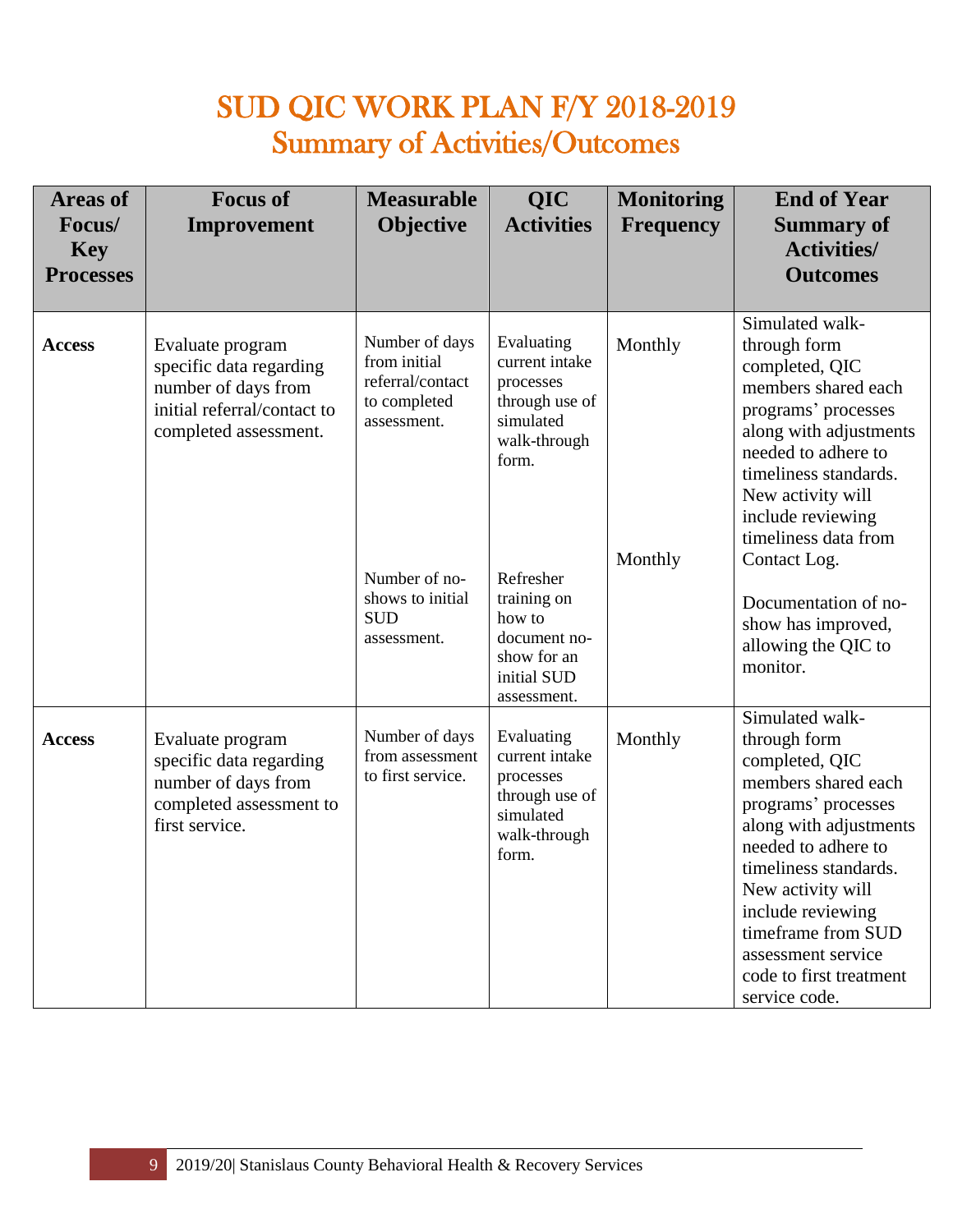# SUD QIC WORK PLAN F/Y 2018-2019
## Summary of Activities/Outcomes

| Areas of Focus/ Key Processes | Focus of Improvement | Measurable Objective | QIC Activities | Monitoring Frequency | End of Year Summary of Activities/ Outcomes |
|---|---|---|---|---|---|
| **Access** | Evaluate program specific data regarding number of days from initial referral/contact to completed assessment. | Number of days from initial referral/contact to completed assessment. | Evaluating current intake processes through use of simulated walk-through form. | Monthly | Simulated walk-through form completed, QIC members shared each programs' processes along with adjustments needed to adhere to timeliness standards. New activity will include reviewing timeliness data from Contact Log. |
| | | Number of no-shows to initial SUD assessment. | Refresher training on how to document no-show for an initial SUD assessment. | Monthly | Documentation of no-show has improved, allowing the QIC to monitor. |
| **Access** | Evaluate program specific data regarding number of days from completed assessment to first service. | Number of days from assessment to first service. | Evaluating current intake processes through use of simulated walk-through form. | Monthly | Simulated walk-through form completed, QIC members shared each programs' processes along with adjustments needed to adhere to timeliness standards. New activity will include reviewing timeframe from SUD assessment service code to first treatment service code. |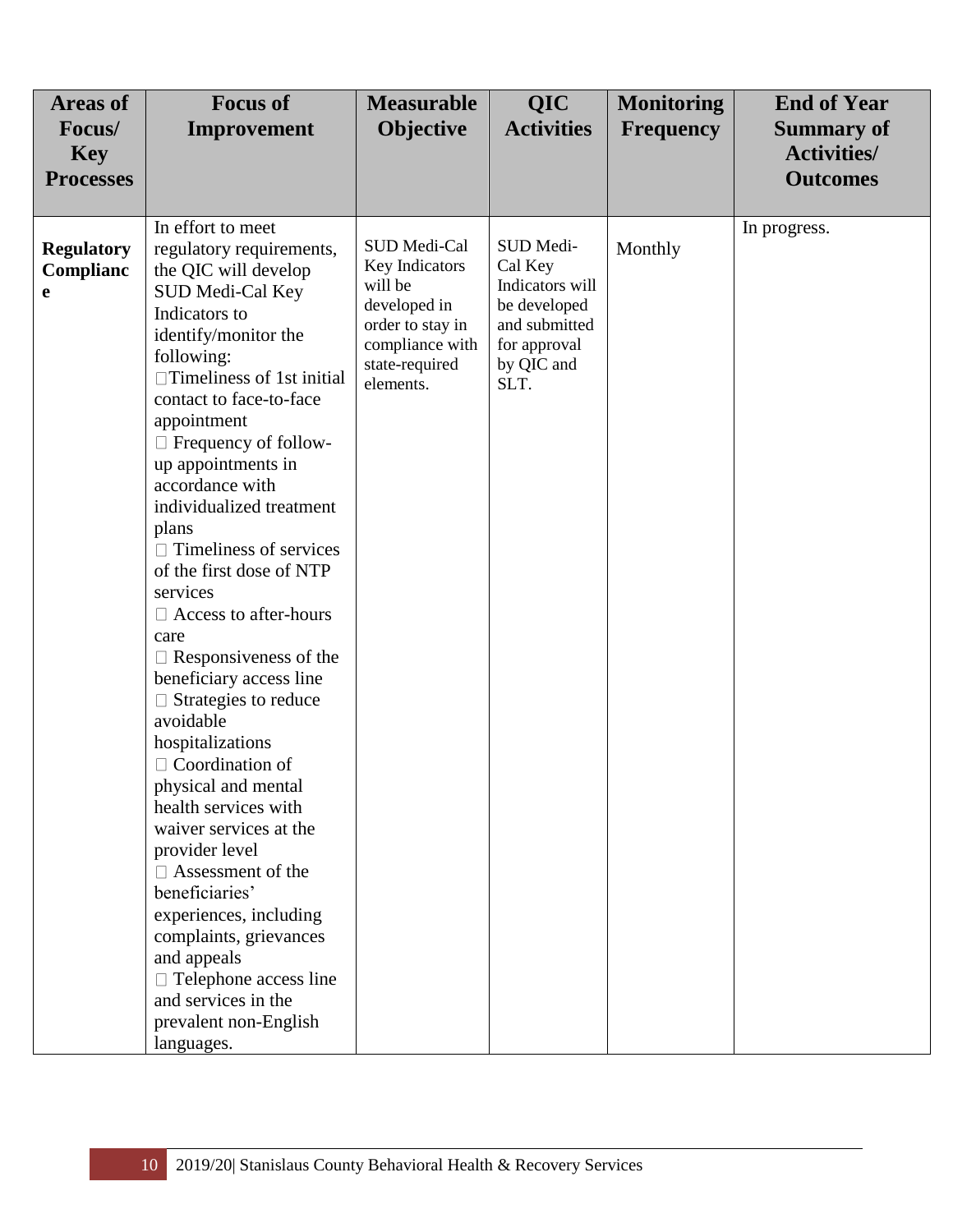| Areas of Focus/ Key Processes | Focus of Improvement | Measurable Objective | QIC Activities | Monitoring Frequency | End of Year Summary of Activities/ Outcomes |
|---|---|---|---|---|---|
| **Regulatory Compliance** | In effort to meet regulatory requirements, the QIC will develop SUD Medi-Cal Key Indicators to identify/monitor the following:<br>□ Timeliness of 1st initial contact to face-to-face appointment<br>□ Frequency of follow-up appointments in accordance with individualized treatment plans<br>□ Timeliness of services of the first dose of NTP services<br>□ Access to after-hours care<br>□ Responsiveness of the beneficiary access line<br>□ Strategies to reduce avoidable hospitalizations<br>□ Coordination of physical and mental health services with waiver services at the provider level<br>□ Assessment of the beneficiaries' experiences, including complaints, grievances and appeals<br>□ Telephone access line and services in the prevalent non-English languages. | SUD Medi-Cal Key Indicators will be developed in order to stay in compliance with state-required elements. | SUD Medi-Cal Key Indicators will be developed and submitted for approval by QIC and SLT. | Monthly | In progress. |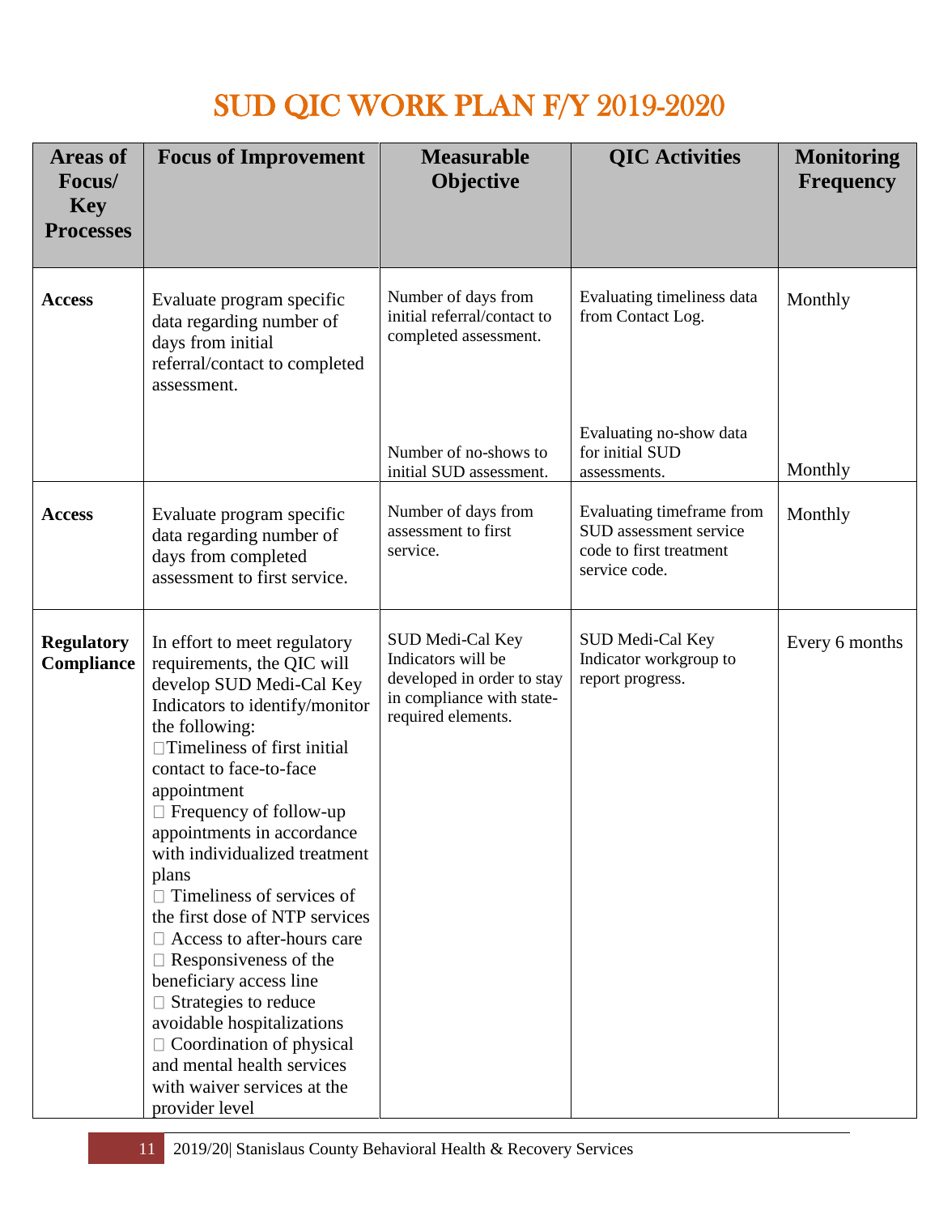# SUD QIC WORK PLAN F/Y 2019-2020

| Areas of Focus/ Key Processes | Focus of Improvement | Measurable Objective | QIC Activities | Monitoring Frequency |
|---|---|---|---|---|
| **Access** | Evaluate program specific data regarding number of days from initial referral/contact to completed assessment. | Number of days from initial referral/contact to completed assessment. | Evaluating timeliness data from Contact Log. | Monthly |
| | | Number of no-shows to initial SUD assessment. | Evaluating no-show data for initial SUD assessments. | Monthly |
| **Access** | Evaluate program specific data regarding number of days from completed assessment to first service. | Number of days from assessment to first service. | Evaluating timeframe from SUD assessment service code to first treatment service code. | Monthly |
| **Regulatory Compliance** | In effort to meet regulatory requirements, the QIC will develop SUD Medi-Cal Key Indicators to identify/monitor the following:<br>□ Timeliness of first initial contact to face-to-face appointment<br>□ Frequency of follow-up appointments in accordance with individualized treatment plans<br>□ Timeliness of services of the first dose of NTP services<br>□ Access to after-hours care<br>□ Responsiveness of the beneficiary access line<br>□ Strategies to reduce avoidable hospitalizations<br>□ Coordination of physical and mental health services with waiver services at the provider level | SUD Medi-Cal Key Indicators will be developed in order to stay in compliance with state-required elements. | SUD Medi-Cal Key Indicator workgroup to report progress. | Every 6 months |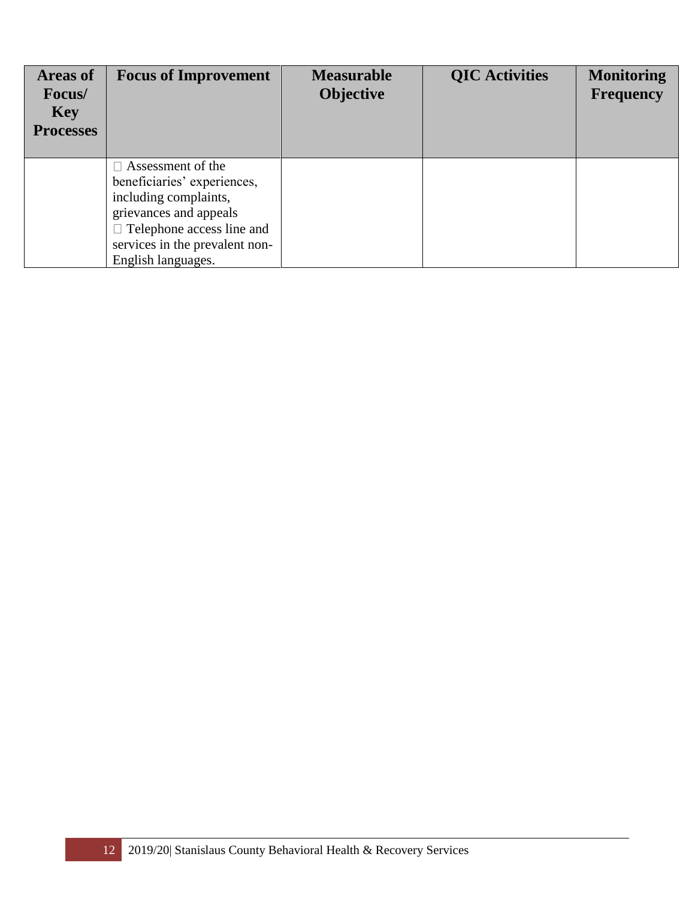| Areas of Focus/ Key Processes | Focus of Improvement | Measurable Objective | QIC Activities | Monitoring Frequency |
| --- | --- | --- | --- | --- |
| | □ Assessment of the beneficiaries' experiences, including complaints, grievances and appeals<br>□ Telephone access line and services in the prevalent non-English languages. | | | |